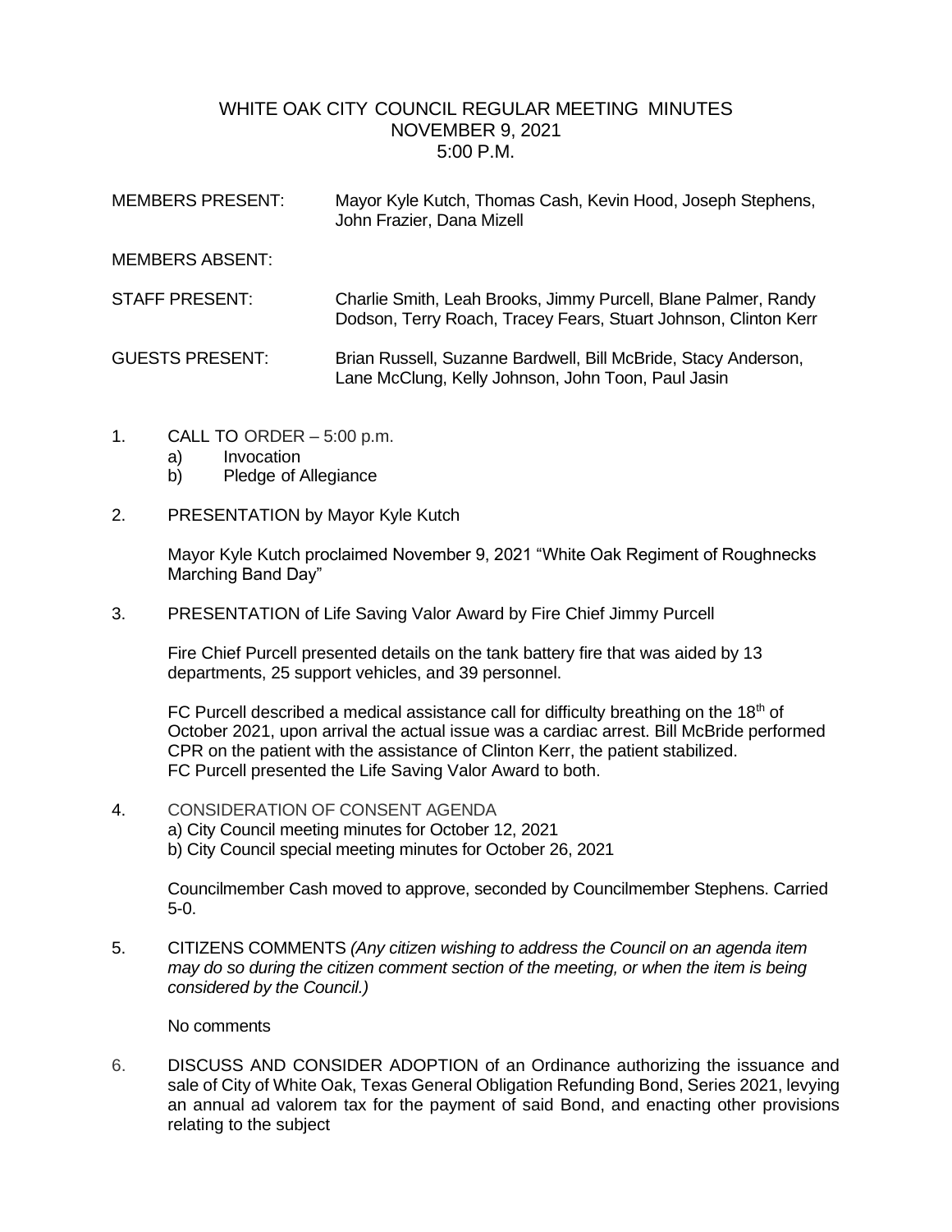# WHITE OAK CITY COUNCIL REGULAR MEETING MINUTES
## NOVEMBER 9, 2021
## 5:00 P.M.

MEMBERS PRESENT: Mayor Kyle Kutch, Thomas Cash, Kevin Hood, Joseph Stephens, John Frazier, Dana Mizell

MEMBERS ABSENT:

STAFF PRESENT: Charlie Smith, Leah Brooks, Jimmy Purcell, Blane Palmer, Randy Dodson, Terry Roach, Tracey Fears, Stuart Johnson, Clinton Kerr

GUESTS PRESENT: Brian Russell, Suzanne Bardwell, Bill McBride, Stacy Anderson, Lane McClung, Kelly Johnson, John Toon, Paul Jasin

1. CALL TO ORDER – 5:00 p.m.
   a) Invocation
   b) Pledge of Allegiance

2. PRESENTATION by Mayor Kyle Kutch

   Mayor Kyle Kutch proclaimed November 9, 2021 "White Oak Regiment of Roughnecks Marching Band Day"

3. PRESENTATION of Life Saving Valor Award by Fire Chief Jimmy Purcell

   Fire Chief Purcell presented details on the tank battery fire that was aided by 13 departments, 25 support vehicles, and 39 personnel.

   FC Purcell described a medical assistance call for difficulty breathing on the 18th of October 2021, upon arrival the actual issue was a cardiac arrest. Bill McBride performed CPR on the patient with the assistance of Clinton Kerr, the patient stabilized. FC Purcell presented the Life Saving Valor Award to both.

4. CONSIDERATION OF CONSENT AGENDA
   a) City Council meeting minutes for October 12, 2021
   b) City Council special meeting minutes for October 26, 2021

   Councilmember Cash moved to approve, seconded by Councilmember Stephens. Carried 5-0.

5. CITIZENS COMMENTS *(Any citizen wishing to address the Council on an agenda item may do so during the citizen comment section of the meeting, or when the item is being considered by the Council.)*

   No comments

6. DISCUSS AND CONSIDER ADOPTION of an Ordinance authorizing the issuance and sale of City of White Oak, Texas General Obligation Refunding Bond, Series 2021, levying an annual ad valorem tax for the payment of said Bond, and enacting other provisions relating to the subject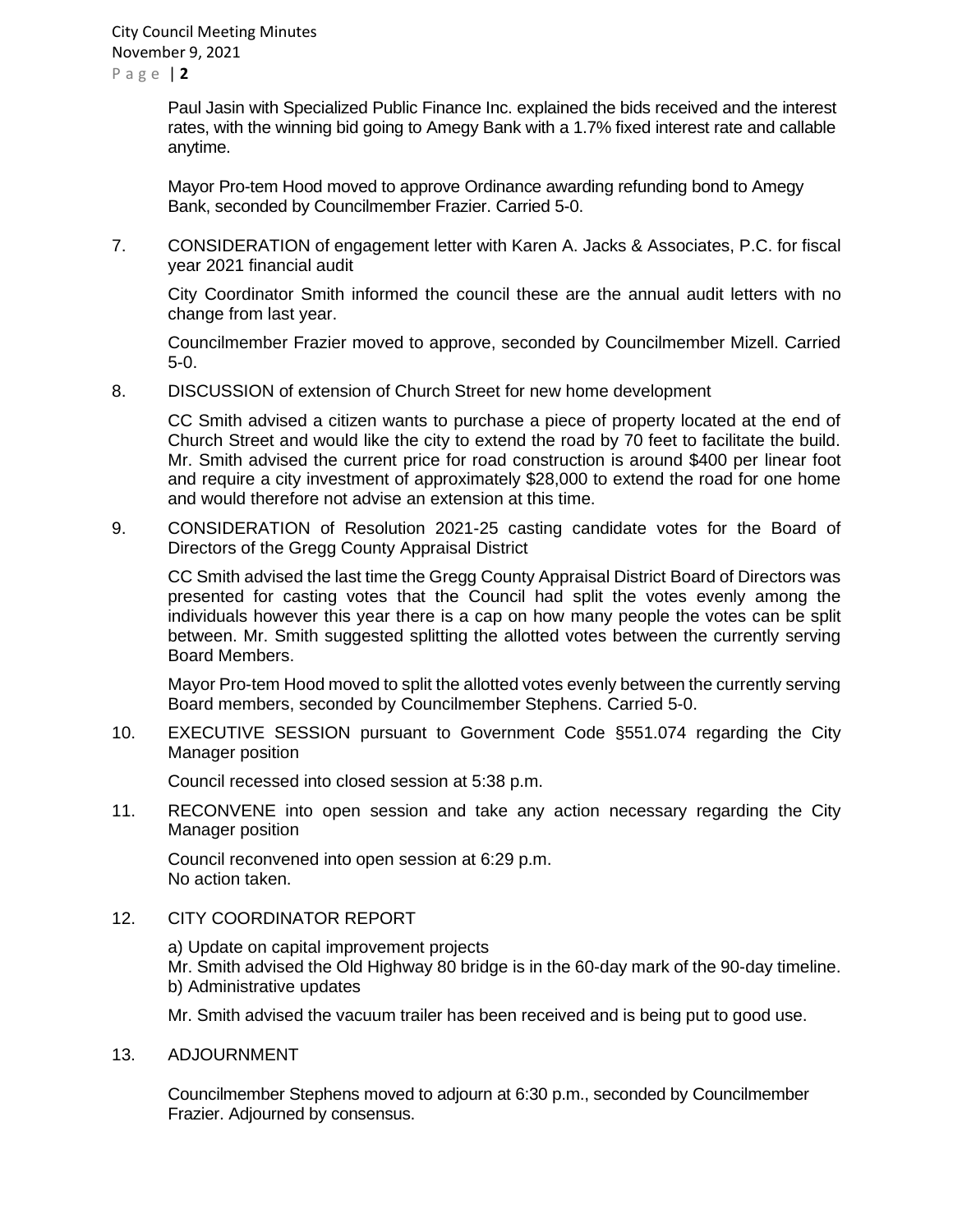Paul Jasin with Specialized Public Finance Inc. explained the bids received and the interest rates, with the winning bid going to Amegy Bank with a 1.7% fixed interest rate and callable anytime.

Mayor Pro-tem Hood moved to approve Ordinance awarding refunding bond to Amegy Bank, seconded by Councilmember Frazier. Carried 5-0.

7. CONSIDERATION of engagement letter with Karen A. Jacks & Associates, P.C. for fiscal year 2021 financial audit

   City Coordinator Smith informed the council these are the annual audit letters with no change from last year.

   Councilmember Frazier moved to approve, seconded by Councilmember Mizell. Carried 5-0.

8. DISCUSSION of extension of Church Street for new home development

   CC Smith advised a citizen wants to purchase a piece of property located at the end of Church Street and would like the city to extend the road by 70 feet to facilitate the build. Mr. Smith advised the current price for road construction is around $400 per linear foot and require a city investment of approximately $28,000 to extend the road for one home and would therefore not advise an extension at this time.

9. CONSIDERATION of Resolution 2021-25 casting candidate votes for the Board of Directors of the Gregg County Appraisal District

   CC Smith advised the last time the Gregg County Appraisal District Board of Directors was presented for casting votes that the Council had split the votes evenly among the individuals however this year there is a cap on how many people the votes can be split between. Mr. Smith suggested splitting the allotted votes between the currently serving Board Members.

   Mayor Pro-tem Hood moved to split the allotted votes evenly between the currently serving Board members, seconded by Councilmember Stephens. Carried 5-0.

10. EXECUTIVE SESSION pursuant to Government Code §551.074 regarding the City Manager position

    Council recessed into closed session at 5:38 p.m.

11. RECONVENE into open session and take any action necessary regarding the City Manager position

    Council reconvened into open session at 6:29 p.m.
    No action taken.

12. CITY COORDINATOR REPORT

    a) Update on capital improvement projects
    Mr. Smith advised the Old Highway 80 bridge is in the 60-day mark of the 90-day timeline.
    b) Administrative updates

    Mr. Smith advised the vacuum trailer has been received and is being put to good use.

13. ADJOURNMENT

    Councilmember Stephens moved to adjourn at 6:30 p.m., seconded by Councilmember Frazier. Adjourned by consensus.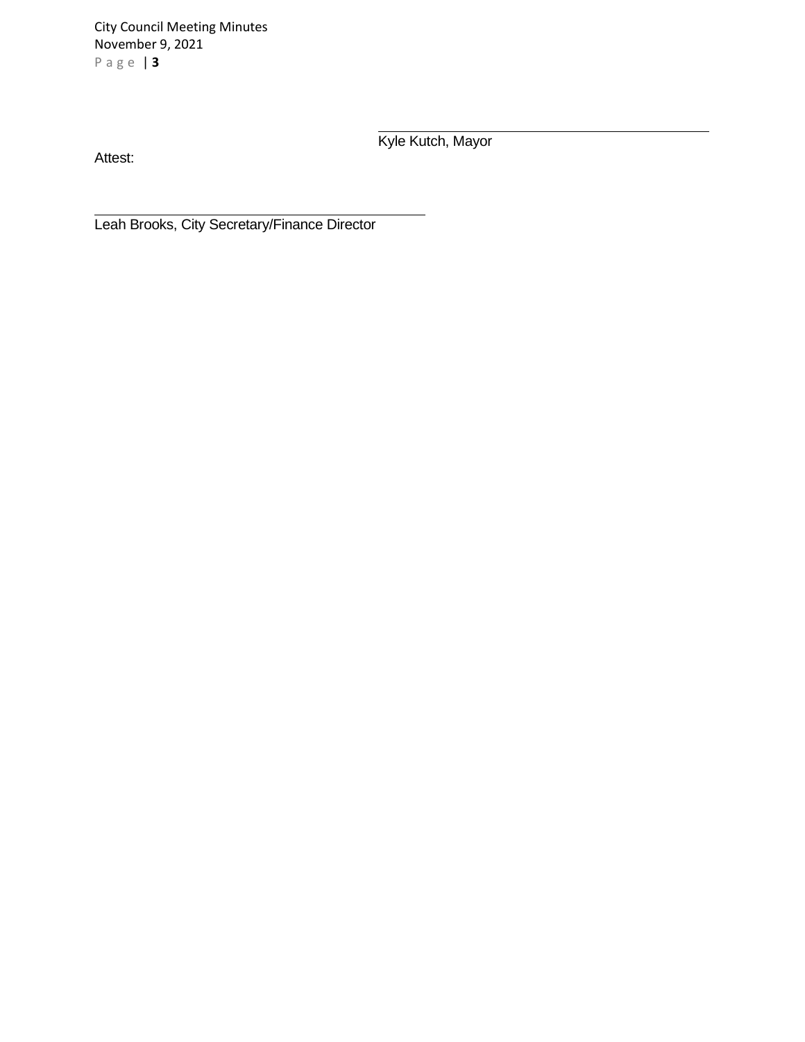\_\_\_\_\_\_\_\_\_\_\_\_\_\_\_\_\_\_\_\_\_\_\_\_\_\_\_\_\_\_\_\_\_\_\_\_\_\_\_\_

Kyle Kutch, Mayor

Attest:

\_\_\_\_\_\_\_\_\_\_\_\_\_\_\_\_\_\_\_\_\_\_\_\_\_\_\_\_\_\_\_\_\_\_\_\_\_\_\_\_

Leah Brooks, City Secretary/Finance Director